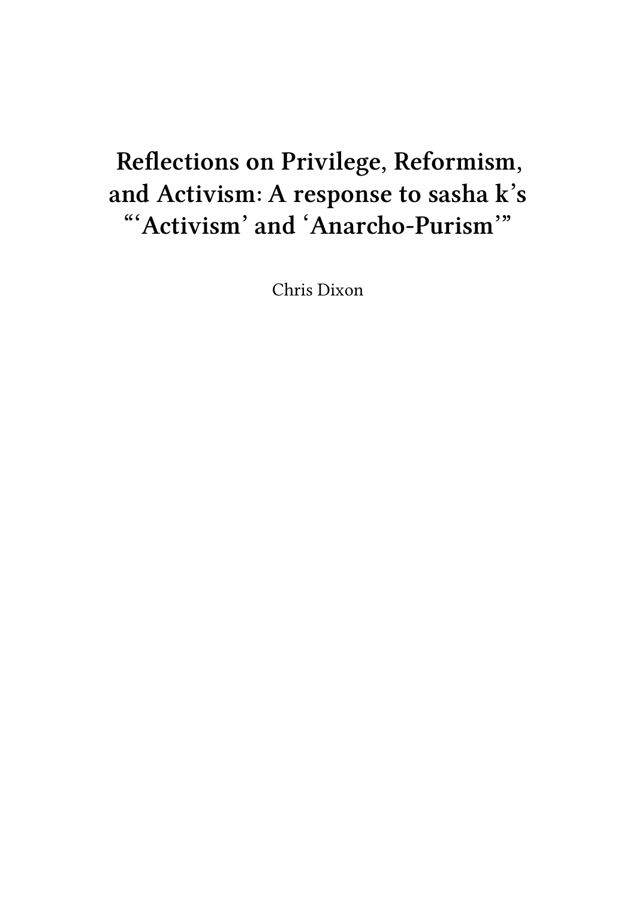# Reflections on Privilege, Reformism, and Activism: A response to sasha k's "'Activism' and 'Anarcho-Purism'"

Chris Dixon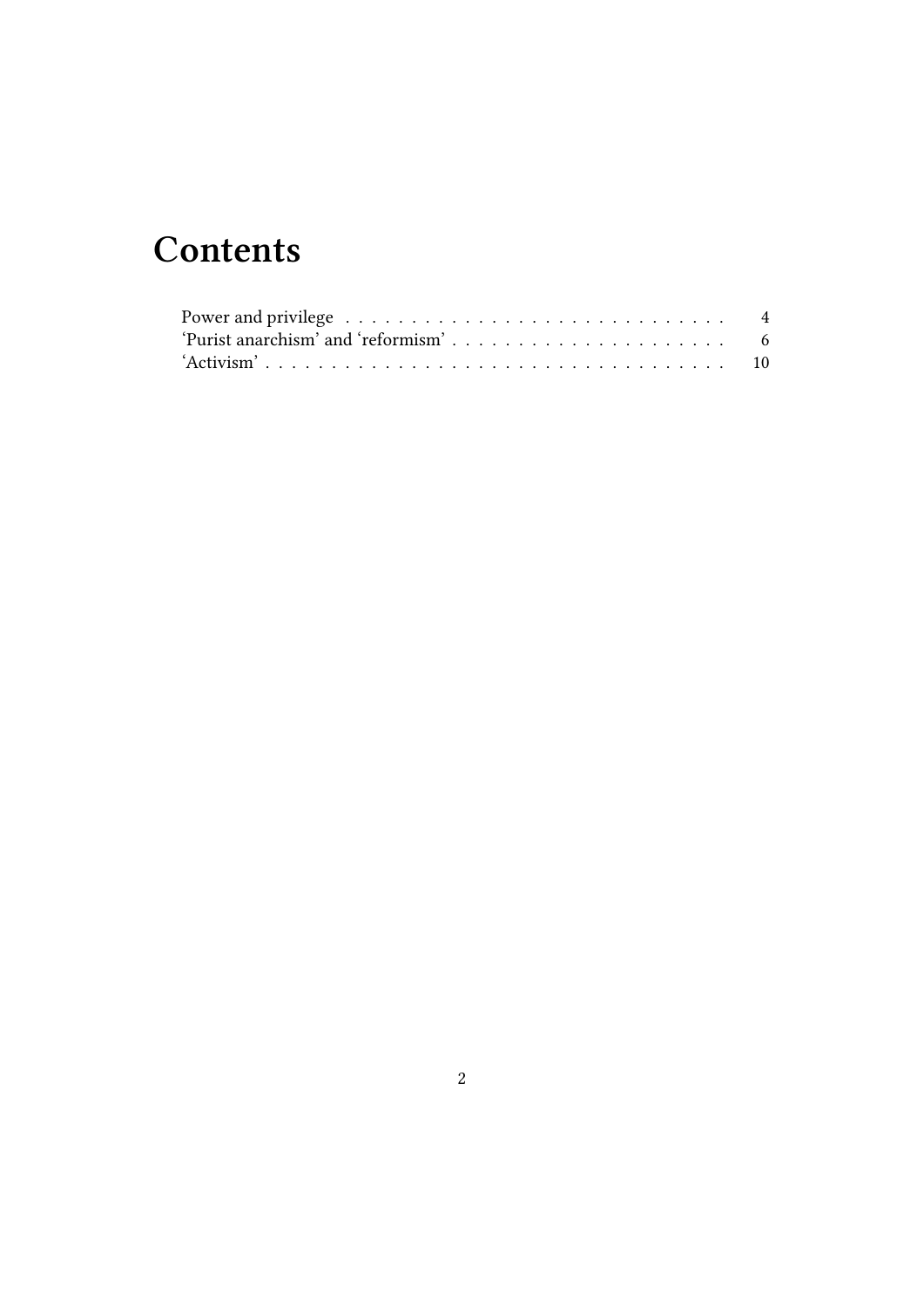# Contents

Power and privilege . . . . . . . . . . . . . . . . . . . . . . . . . . . . . 4
'Purist anarchism' and 'reformism' . . . . . . . . . . . . . . . . . . . . . 6
'Activism' . . . . . . . . . . . . . . . . . . . . . . . . . . . . . . . . . . 10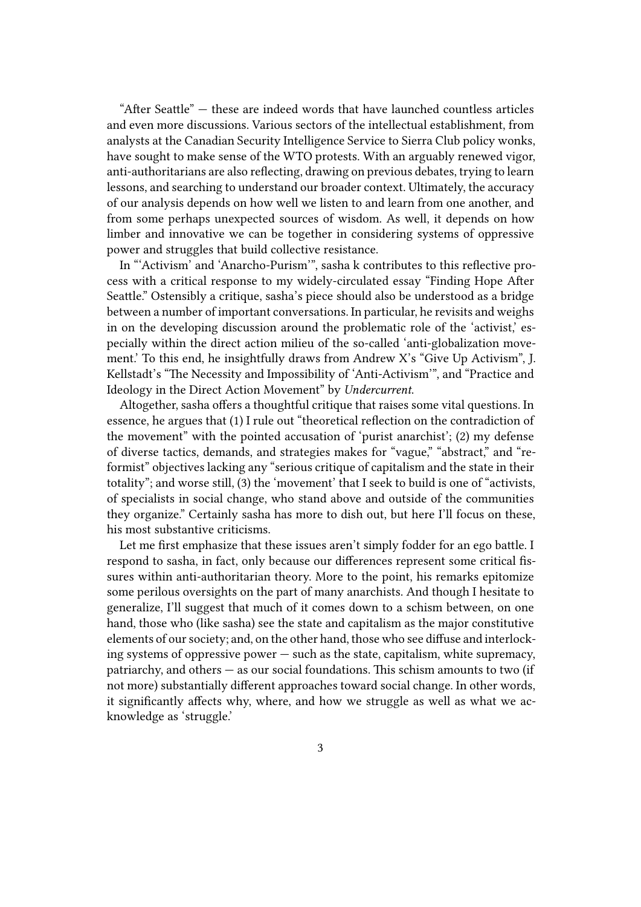"After Seattle" — these are indeed words that have launched countless articles and even more discussions. Various sectors of the intellectual establishment, from analysts at the Canadian Security Intelligence Service to Sierra Club policy wonks, have sought to make sense of the WTO protests. With an arguably renewed vigor, anti-authoritarians are also reflecting, drawing on previous debates, trying to learn lessons, and searching to understand our broader context. Ultimately, the accuracy of our analysis depends on how well we listen to and learn from one another, and from some perhaps unexpected sources of wisdom. As well, it depends on how limber and innovative we can be together in considering systems of oppressive power and struggles that build collective resistance.

In "'Activism' and 'Anarcho-Purism'", sasha k contributes to this reflective process with a critical response to my widely-circulated essay "Finding Hope After Seattle." Ostensibly a critique, sasha's piece should also be understood as a bridge between a number of important conversations. In particular, he revisits and weighs in on the developing discussion around the problematic role of the 'activist,' especially within the direct action milieu of the so-called 'anti-globalization movement.' To this end, he insightfully draws from Andrew X's "Give Up Activism", J. Kellstadt's "The Necessity and Impossibility of 'Anti-Activism'", and "Practice and Ideology in the Direct Action Movement" by *Undercurrent*.

Altogether, sasha offers a thoughtful critique that raises some vital questions. In essence, he argues that (1) I rule out "theoretical reflection on the contradiction of the movement" with the pointed accusation of 'purist anarchist'; (2) my defense of diverse tactics, demands, and strategies makes for "vague," "abstract," and "reformist" objectives lacking any "serious critique of capitalism and the state in their totality"; and worse still, (3) the 'movement' that I seek to build is one of "activists, of specialists in social change, who stand above and outside of the communities they organize." Certainly sasha has more to dish out, but here I'll focus on these, his most substantive criticisms.

Let me first emphasize that these issues aren't simply fodder for an ego battle. I respond to sasha, in fact, only because our differences represent some critical fissures within anti-authoritarian theory. More to the point, his remarks epitomize some perilous oversights on the part of many anarchists. And though I hesitate to generalize, I'll suggest that much of it comes down to a schism between, on one hand, those who (like sasha) see the state and capitalism as the major constitutive elements of our society; and, on the other hand, those who see diffuse and interlocking systems of oppressive power — such as the state, capitalism, white supremacy, patriarchy, and others — as our social foundations. This schism amounts to two (if not more) substantially different approaches toward social change. In other words, it significantly affects why, where, and how we struggle as well as what we acknowledge as 'struggle.'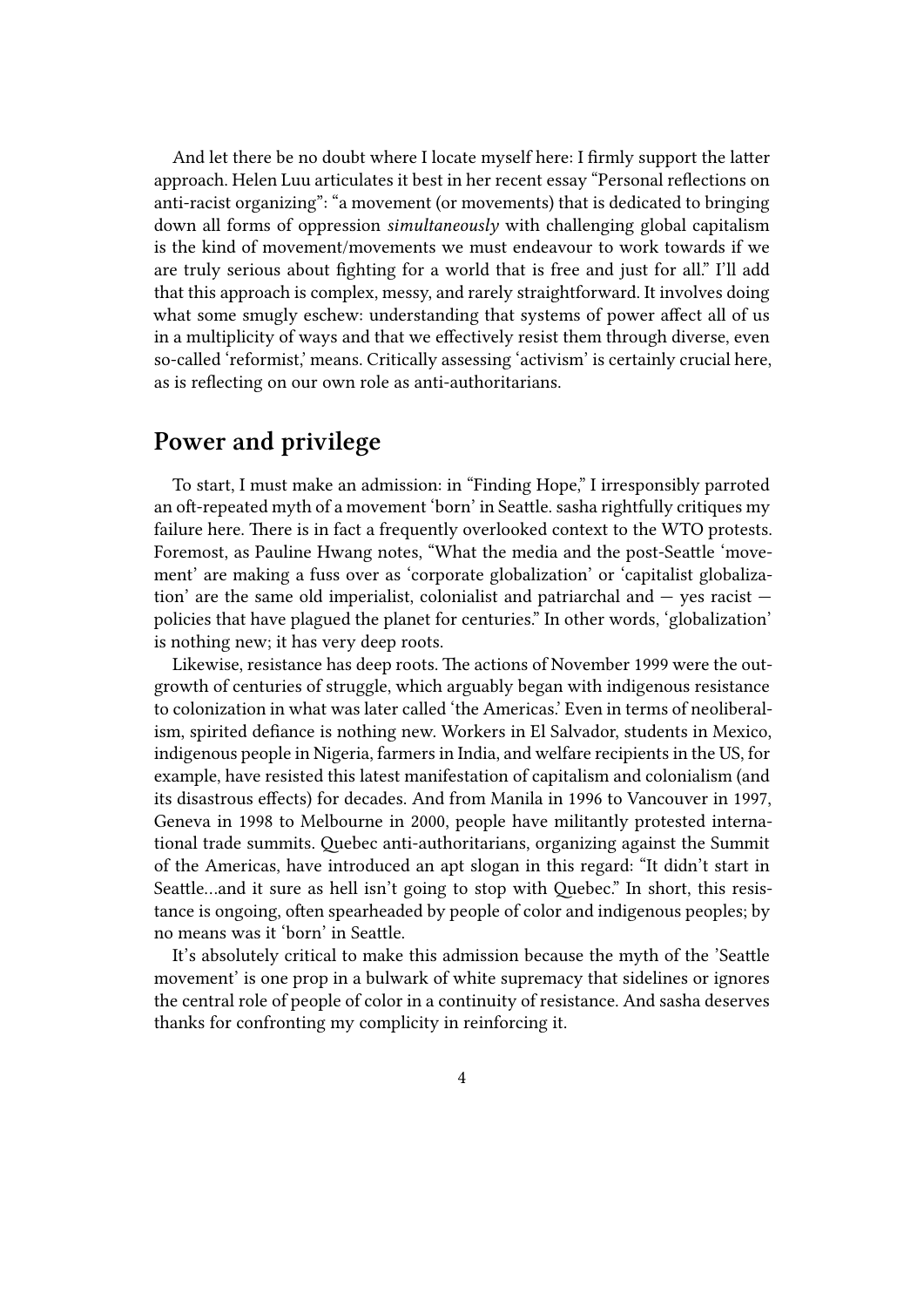And let there be no doubt where I locate myself here: I firmly support the latter approach. Helen Luu articulates it best in her recent essay "Personal reflections on anti-racist organizing": "a movement (or movements) that is dedicated to bringing down all forms of oppression *simultaneously* with challenging global capitalism is the kind of movement/movements we must endeavour to work towards if we are truly serious about fighting for a world that is free and just for all." I'll add that this approach is complex, messy, and rarely straightforward. It involves doing what some smugly eschew: understanding that systems of power affect all of us in a multiplicity of ways and that we effectively resist them through diverse, even so-called 'reformist,' means. Critically assessing 'activism' is certainly crucial here, as is reflecting on our own role as anti-authoritarians.

## Power and privilege

To start, I must make an admission: in "Finding Hope," I irresponsibly parroted an oft-repeated myth of a movement 'born' in Seattle. sasha rightfully critiques my failure here. There is in fact a frequently overlooked context to the WTO protests. Foremost, as Pauline Hwang notes, "What the media and the post-Seattle 'movement' are making a fuss over as 'corporate globalization' or 'capitalist globalization' are the same old imperialist, colonialist and patriarchal and — yes racist — policies that have plagued the planet for centuries." In other words, 'globalization' is nothing new; it has very deep roots.

Likewise, resistance has deep roots. The actions of November 1999 were the outgrowth of centuries of struggle, which arguably began with indigenous resistance to colonization in what was later called 'the Americas.' Even in terms of neoliberalism, spirited defiance is nothing new. Workers in El Salvador, students in Mexico, indigenous people in Nigeria, farmers in India, and welfare recipients in the US, for example, have resisted this latest manifestation of capitalism and colonialism (and its disastrous effects) for decades. And from Manila in 1996 to Vancouver in 1997, Geneva in 1998 to Melbourne in 2000, people have militantly protested international trade summits. Quebec anti-authoritarians, organizing against the Summit of the Americas, have introduced an apt slogan in this regard: "It didn't start in Seattle…and it sure as hell isn't going to stop with Quebec." In short, this resistance is ongoing, often spearheaded by people of color and indigenous peoples; by no means was it 'born' in Seattle.

It's absolutely critical to make this admission because the myth of the 'Seattle movement' is one prop in a bulwark of white supremacy that sidelines or ignores the central role of people of color in a continuity of resistance. And sasha deserves thanks for confronting my complicity in reinforcing it.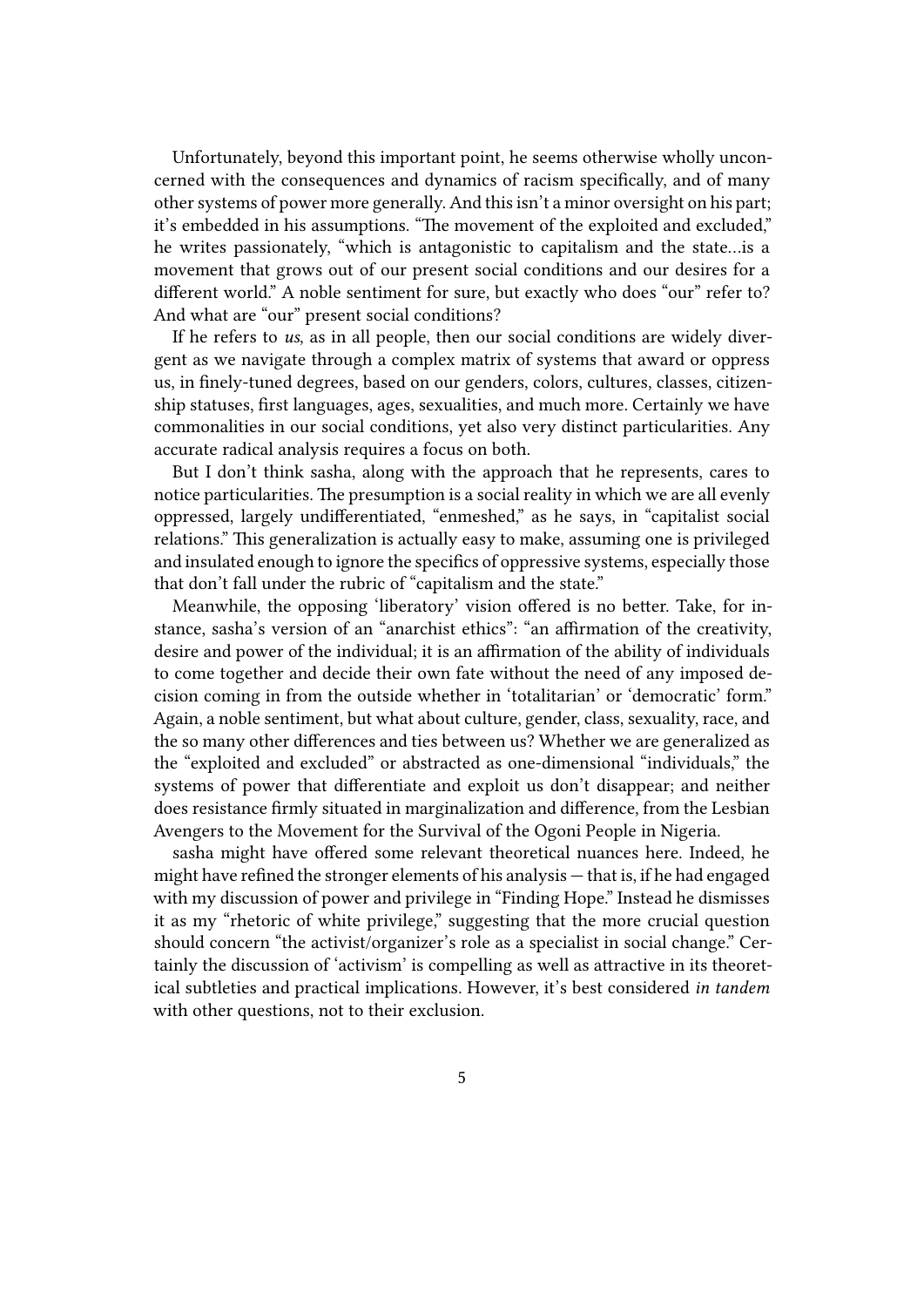Unfortunately, beyond this important point, he seems otherwise wholly unconcerned with the consequences and dynamics of racism specifically, and of many other systems of power more generally. And this isn't a minor oversight on his part; it's embedded in his assumptions. "The movement of the exploited and excluded," he writes passionately, "which is antagonistic to capitalism and the state…is a movement that grows out of our present social conditions and our desires for a different world." A noble sentiment for sure, but exactly who does "our" refer to? And what are "our" present social conditions?

If he refers to *us*, as in all people, then our social conditions are widely divergent as we navigate through a complex matrix of systems that award or oppress us, in finely-tuned degrees, based on our genders, colors, cultures, classes, citizenship statuses, first languages, ages, sexualities, and much more. Certainly we have commonalities in our social conditions, yet also very distinct particularities. Any accurate radical analysis requires a focus on both.

But I don't think sasha, along with the approach that he represents, cares to notice particularities. The presumption is a social reality in which we are all evenly oppressed, largely undifferentiated, "enmeshed," as he says, in "capitalist social relations." This generalization is actually easy to make, assuming one is privileged and insulated enough to ignore the specifics of oppressive systems, especially those that don't fall under the rubric of "capitalism and the state."

Meanwhile, the opposing 'liberatory' vision offered is no better. Take, for instance, sasha's version of an "anarchist ethics": "an affirmation of the creativity, desire and power of the individual; it is an affirmation of the ability of individuals to come together and decide their own fate without the need of any imposed decision coming in from the outside whether in 'totalitarian' or 'democratic' form." Again, a noble sentiment, but what about culture, gender, class, sexuality, race, and the so many other differences and ties between us? Whether we are generalized as the "exploited and excluded" or abstracted as one-dimensional "individuals," the systems of power that differentiate and exploit us don't disappear; and neither does resistance firmly situated in marginalization and difference, from the Lesbian Avengers to the Movement for the Survival of the Ogoni People in Nigeria.

sasha might have offered some relevant theoretical nuances here. Indeed, he might have refined the stronger elements of his analysis — that is, if he had engaged with my discussion of power and privilege in "Finding Hope." Instead he dismisses it as my "rhetoric of white privilege," suggesting that the more crucial question should concern "the activist/organizer's role as a specialist in social change." Certainly the discussion of 'activism' is compelling as well as attractive in its theoretical subtleties and practical implications. However, it's best considered *in tandem* with other questions, not to their exclusion.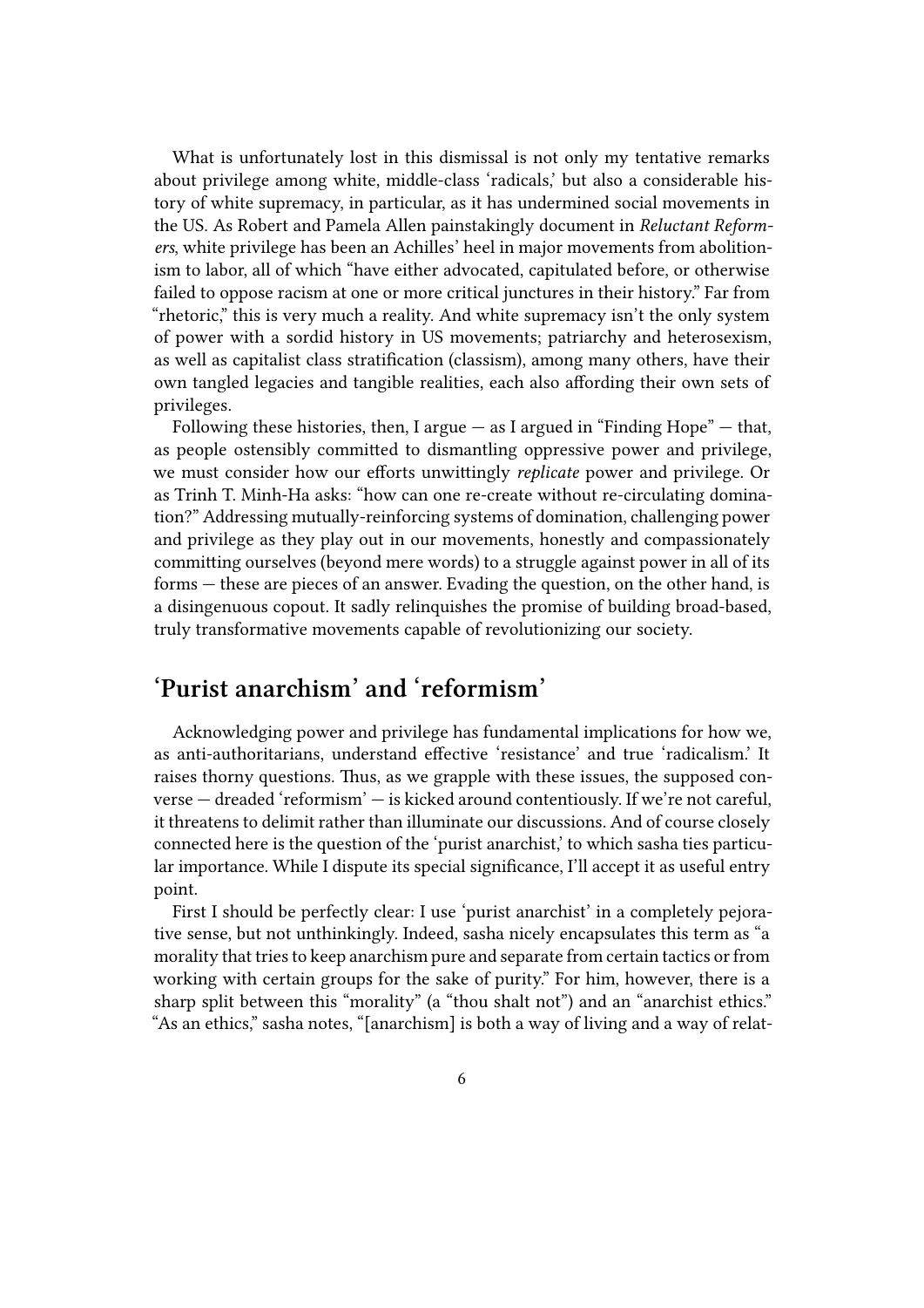What is unfortunately lost in this dismissal is not only my tentative remarks about privilege among white, middle-class 'radicals,' but also a considerable history of white supremacy, in particular, as it has undermined social movements in the US. As Robert and Pamela Allen painstakingly document in *Reluctant Reformers*, white privilege has been an Achilles' heel in major movements from abolitionism to labor, all of which "have either advocated, capitulated before, or otherwise failed to oppose racism at one or more critical junctures in their history." Far from "rhetoric," this is very much a reality. And white supremacy isn't the only system of power with a sordid history in US movements; patriarchy and heterosexism, as well as capitalist class stratification (classism), among many others, have their own tangled legacies and tangible realities, each also affording their own sets of privileges.

Following these histories, then, I argue — as I argued in "Finding Hope" — that, as people ostensibly committed to dismantling oppressive power and privilege, we must consider how our efforts unwittingly *replicate* power and privilege. Or as Trinh T. Minh-Ha asks: "how can one re-create without re-circulating domination?" Addressing mutually-reinforcing systems of domination, challenging power and privilege as they play out in our movements, honestly and compassionately committing ourselves (beyond mere words) to a struggle against power in all of its forms — these are pieces of an answer. Evading the question, on the other hand, is a disingenuous copout. It sadly relinquishes the promise of building broad-based, truly transformative movements capable of revolutionizing our society.

## 'Purist anarchism' and 'reformism'

Acknowledging power and privilege has fundamental implications for how we, as anti-authoritarians, understand effective 'resistance' and true 'radicalism.' It raises thorny questions. Thus, as we grapple with these issues, the supposed converse — dreaded 'reformism' — is kicked around contentiously. If we're not careful, it threatens to delimit rather than illuminate our discussions. And of course closely connected here is the question of the 'purist anarchist,' to which sasha ties particular importance. While I dispute its special significance, I'll accept it as useful entry point.

First I should be perfectly clear: I use 'purist anarchist' in a completely pejorative sense, but not unthinkingly. Indeed, sasha nicely encapsulates this term as "a morality that tries to keep anarchism pure and separate from certain tactics or from working with certain groups for the sake of purity." For him, however, there is a sharp split between this "morality" (a "thou shalt not") and an "anarchist ethics." "As an ethics," sasha notes, "[anarchism] is both a way of living and a way of relat-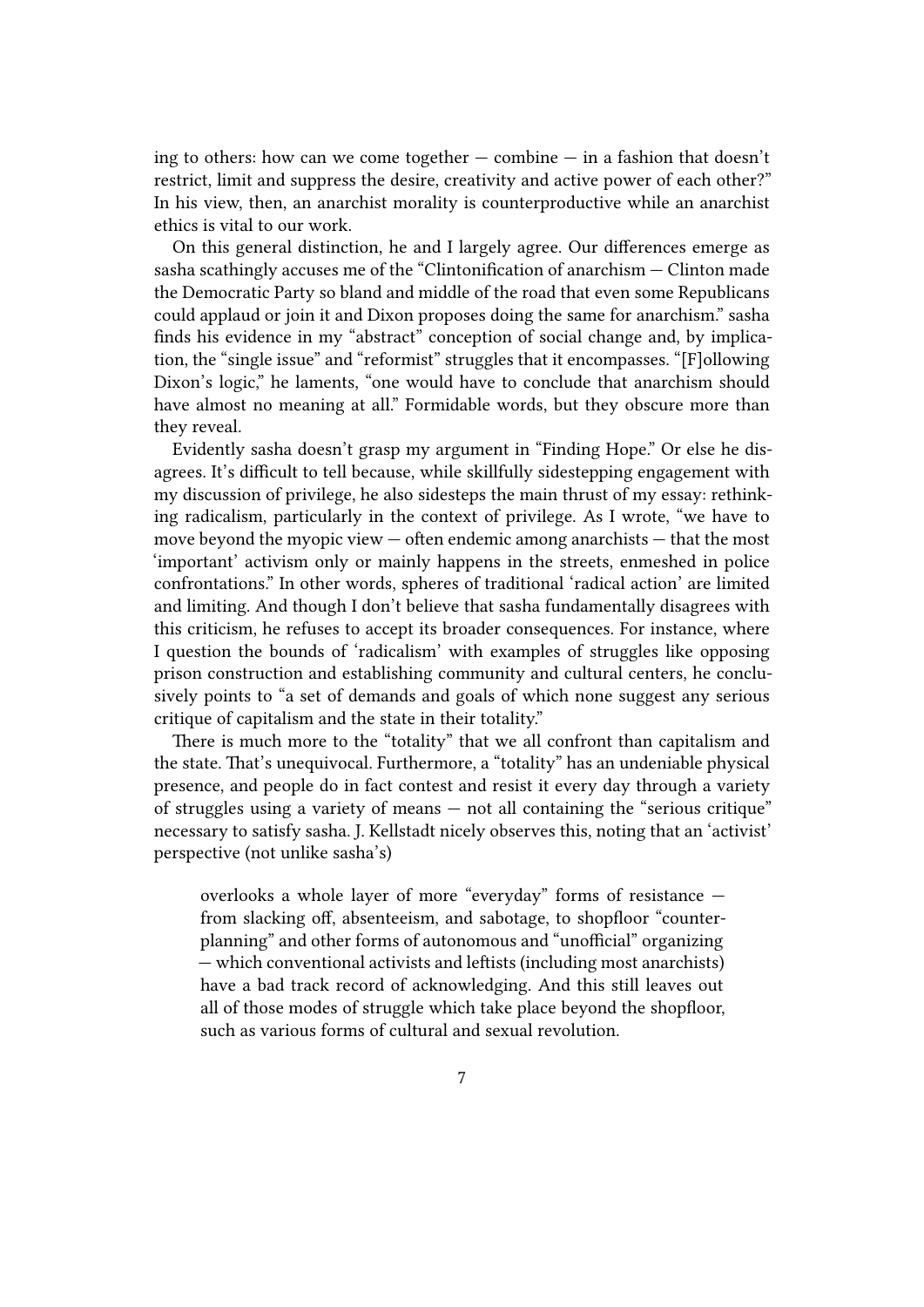ing to others: how can we come together — combine — in a fashion that doesn't restrict, limit and suppress the desire, creativity and active power of each other?" In his view, then, an anarchist morality is counterproductive while an anarchist ethics is vital to our work.

On this general distinction, he and I largely agree. Our differences emerge as sasha scathingly accuses me of the "Clintonification of anarchism — Clinton made the Democratic Party so bland and middle of the road that even some Republicans could applaud or join it and Dixon proposes doing the same for anarchism." sasha finds his evidence in my "abstract" conception of social change and, by implication, the "single issue" and "reformist" struggles that it encompasses. "[F]ollowing Dixon's logic," he laments, "one would have to conclude that anarchism should have almost no meaning at all." Formidable words, but they obscure more than they reveal.

Evidently sasha doesn't grasp my argument in "Finding Hope." Or else he disagrees. It's difficult to tell because, while skillfully sidestepping engagement with my discussion of privilege, he also sidesteps the main thrust of my essay: rethinking radicalism, particularly in the context of privilege. As I wrote, "we have to move beyond the myopic view — often endemic among anarchists — that the most 'important' activism only or mainly happens in the streets, enmeshed in police confrontations." In other words, spheres of traditional 'radical action' are limited and limiting. And though I don't believe that sasha fundamentally disagrees with this criticism, he refuses to accept its broader consequences. For instance, where I question the bounds of 'radicalism' with examples of struggles like opposing prison construction and establishing community and cultural centers, he conclusively points to "a set of demands and goals of which none suggest any serious critique of capitalism and the state in their totality."

There is much more to the "totality" that we all confront than capitalism and the state. That's unequivocal. Furthermore, a "totality" has an undeniable physical presence, and people do in fact contest and resist it every day through a variety of struggles using a variety of means — not all containing the "serious critique" necessary to satisfy sasha. J. Kellstadt nicely observes this, noting that an 'activist' perspective (not unlike sasha's)

> overlooks a whole layer of more "everyday" forms of resistance — from slacking off, absenteeism, and sabotage, to shopfloor "counter-planning" and other forms of autonomous and "unofficial" organizing — which conventional activists and leftists (including most anarchists) have a bad track record of acknowledging. And this still leaves out all of those modes of struggle which take place beyond the shopfloor, such as various forms of cultural and sexual revolution.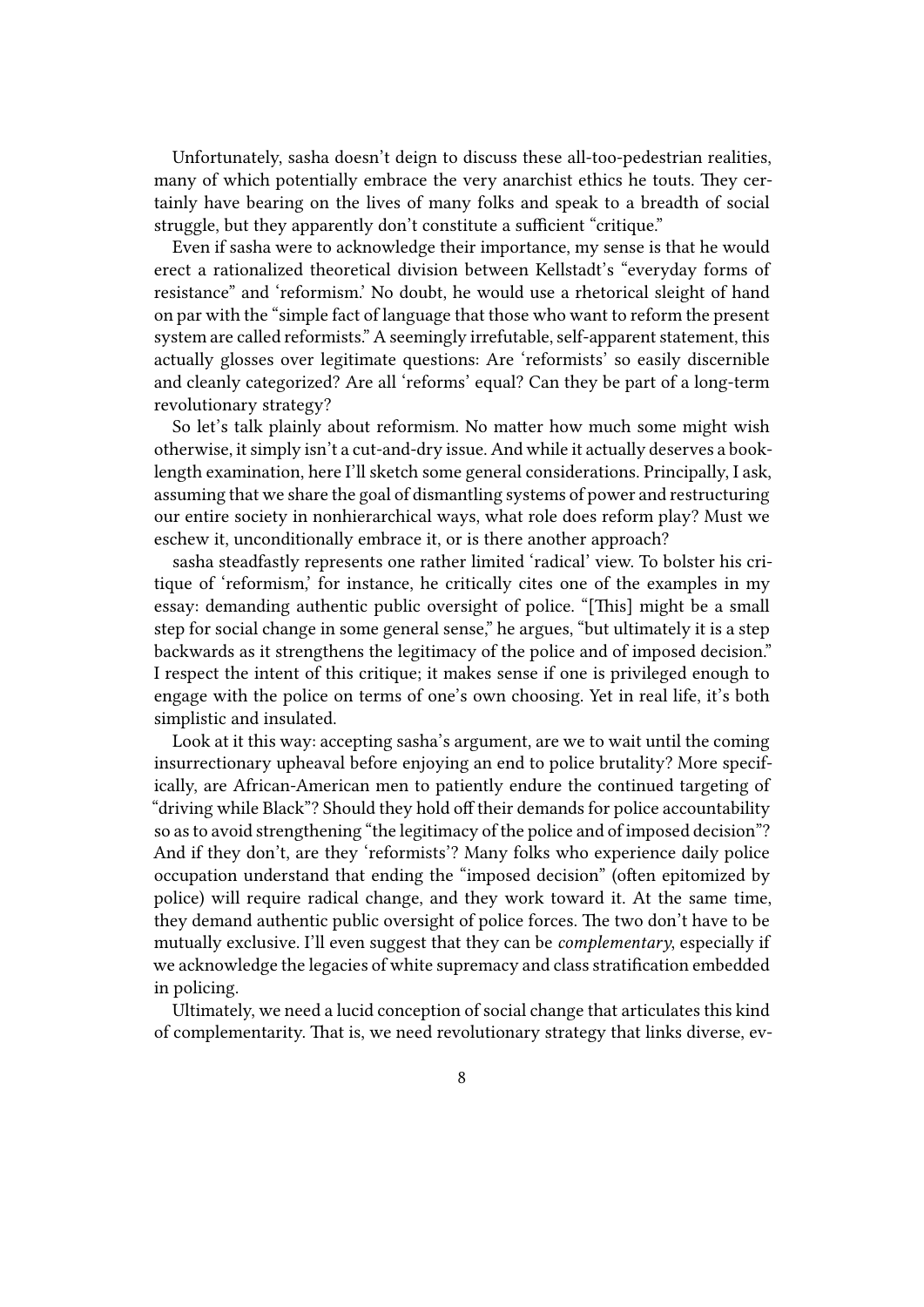Unfortunately, sasha doesn't deign to discuss these all-too-pedestrian realities, many of which potentially embrace the very anarchist ethics he touts. They certainly have bearing on the lives of many folks and speak to a breadth of social struggle, but they apparently don't constitute a sufficient "critique."

Even if sasha were to acknowledge their importance, my sense is that he would erect a rationalized theoretical division between Kellstadt's "everyday forms of resistance" and 'reformism.' No doubt, he would use a rhetorical sleight of hand on par with the "simple fact of language that those who want to reform the present system are called reformists." A seemingly irrefutable, self-apparent statement, this actually glosses over legitimate questions: Are 'reformists' so easily discernible and cleanly categorized? Are all 'reforms' equal? Can they be part of a long-term revolutionary strategy?

So let's talk plainly about reformism. No matter how much some might wish otherwise, it simply isn't a cut-and-dry issue. And while it actually deserves a book-length examination, here I'll sketch some general considerations. Principally, I ask, assuming that we share the goal of dismantling systems of power and restructuring our entire society in nonhierarchical ways, what role does reform play? Must we eschew it, unconditionally embrace it, or is there another approach?

sasha steadfastly represents one rather limited 'radical' view. To bolster his critique of 'reformism,' for instance, he critically cites one of the examples in my essay: demanding authentic public oversight of police. "[This] might be a small step for social change in some general sense," he argues, "but ultimately it is a step backwards as it strengthens the legitimacy of the police and of imposed decision." I respect the intent of this critique; it makes sense if one is privileged enough to engage with the police on terms of one's own choosing. Yet in real life, it's both simplistic and insulated.

Look at it this way: accepting sasha's argument, are we to wait until the coming insurrectionary upheaval before enjoying an end to police brutality? More specifically, are African-American men to patiently endure the continued targeting of "driving while Black"? Should they hold off their demands for police accountability so as to avoid strengthening "the legitimacy of the police and of imposed decision"? And if they don't, are they 'reformists'? Many folks who experience daily police occupation understand that ending the "imposed decision" (often epitomized by police) will require radical change, and they work toward it. At the same time, they demand authentic public oversight of police forces. The two don't have to be mutually exclusive. I'll even suggest that they can be *complementary*, especially if we acknowledge the legacies of white supremacy and class stratification embedded in policing.

Ultimately, we need a lucid conception of social change that articulates this kind of complementarity. That is, we need revolutionary strategy that links diverse, ev-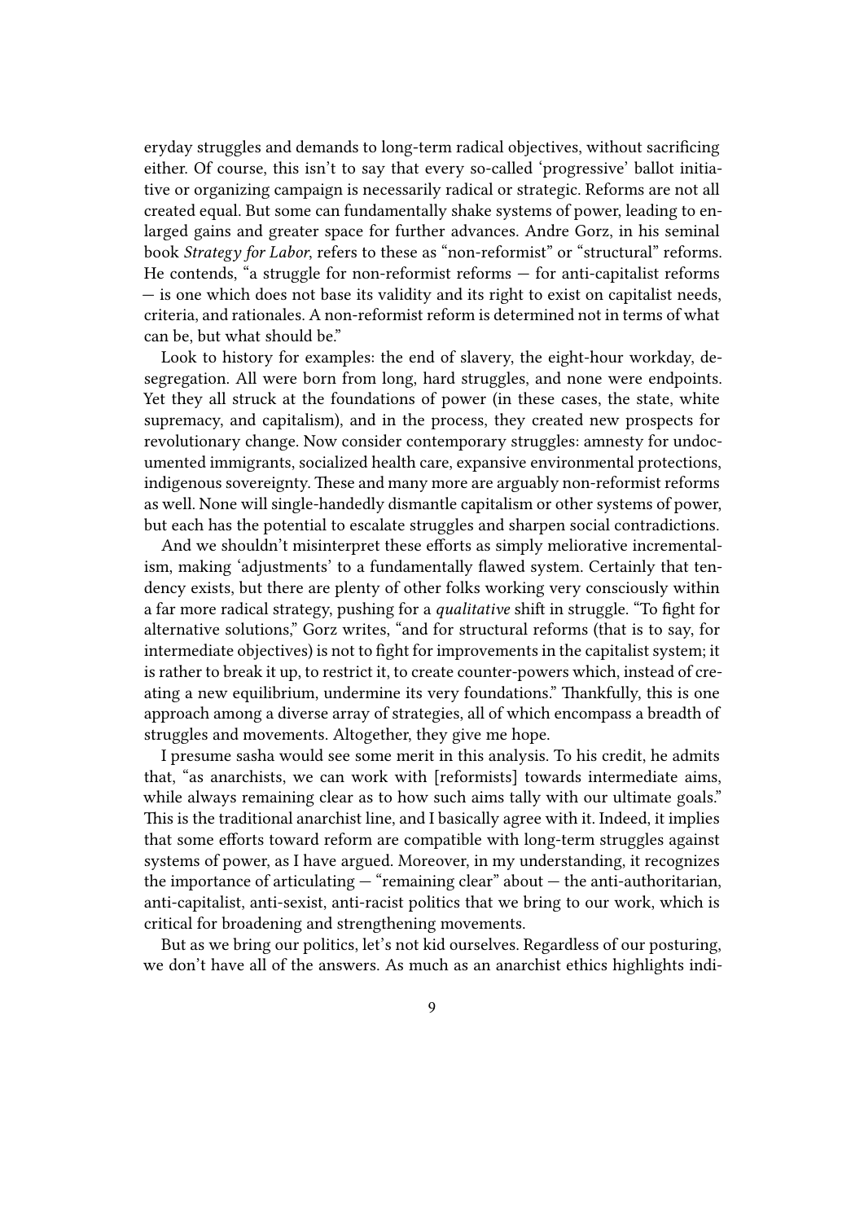eryday struggles and demands to long-term radical objectives, without sacrificing either. Of course, this isn't to say that every so-called 'progressive' ballot initiative or organizing campaign is necessarily radical or strategic. Reforms are not all created equal. But some can fundamentally shake systems of power, leading to enlarged gains and greater space for further advances. Andre Gorz, in his seminal book *Strategy for Labor*, refers to these as "non-reformist" or "structural" reforms. He contends, "a struggle for non-reformist reforms — for anti-capitalist reforms — is one which does not base its validity and its right to exist on capitalist needs, criteria, and rationales. A non-reformist reform is determined not in terms of what can be, but what should be."

Look to history for examples: the end of slavery, the eight-hour workday, desegregation. All were born from long, hard struggles, and none were endpoints. Yet they all struck at the foundations of power (in these cases, the state, white supremacy, and capitalism), and in the process, they created new prospects for revolutionary change. Now consider contemporary struggles: amnesty for undocumented immigrants, socialized health care, expansive environmental protections, indigenous sovereignty. These and many more are arguably non-reformist reforms as well. None will single-handedly dismantle capitalism or other systems of power, but each has the potential to escalate struggles and sharpen social contradictions.

And we shouldn't misinterpret these efforts as simply meliorative incrementalism, making 'adjustments' to a fundamentally flawed system. Certainly that tendency exists, but there are plenty of other folks working very consciously within a far more radical strategy, pushing for a *qualitative* shift in struggle. "To fight for alternative solutions," Gorz writes, "and for structural reforms (that is to say, for intermediate objectives) is not to fight for improvements in the capitalist system; it is rather to break it up, to restrict it, to create counter-powers which, instead of creating a new equilibrium, undermine its very foundations." Thankfully, this is one approach among a diverse array of strategies, all of which encompass a breadth of struggles and movements. Altogether, they give me hope.

I presume sasha would see some merit in this analysis. To his credit, he admits that, "as anarchists, we can work with [reformists] towards intermediate aims, while always remaining clear as to how such aims tally with our ultimate goals." This is the traditional anarchist line, and I basically agree with it. Indeed, it implies that some efforts toward reform are compatible with long-term struggles against systems of power, as I have argued. Moreover, in my understanding, it recognizes the importance of articulating — "remaining clear" about — the anti-authoritarian, anti-capitalist, anti-sexist, anti-racist politics that we bring to our work, which is critical for broadening and strengthening movements.

But as we bring our politics, let's not kid ourselves. Regardless of our posturing, we don't have all of the answers. As much as an anarchist ethics highlights indi-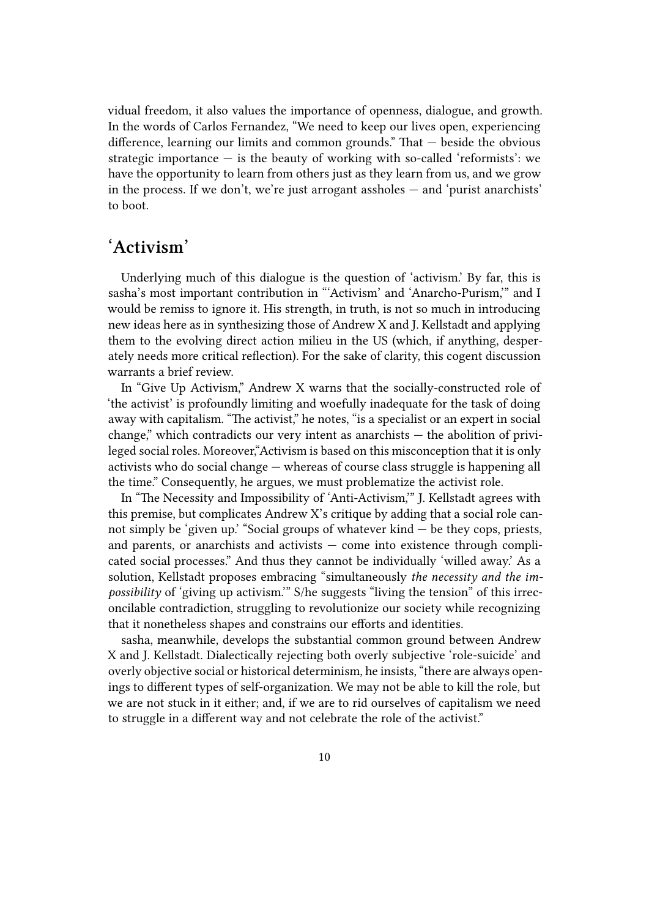vidual freedom, it also values the importance of openness, dialogue, and growth. In the words of Carlos Fernandez, "We need to keep our lives open, experiencing difference, learning our limits and common grounds." That — beside the obvious strategic importance — is the beauty of working with so-called 'reformists': we have the opportunity to learn from others just as they learn from us, and we grow in the process. If we don't, we're just arrogant assholes — and 'purist anarchists' to boot.

## 'Activism'

Underlying much of this dialogue is the question of 'activism.' By far, this is sasha's most important contribution in "'Activism' and 'Anarcho-Purism,'" and I would be remiss to ignore it. His strength, in truth, is not so much in introducing new ideas here as in synthesizing those of Andrew X and J. Kellstadt and applying them to the evolving direct action milieu in the US (which, if anything, desperately needs more critical reflection). For the sake of clarity, this cogent discussion warrants a brief review.

In "Give Up Activism," Andrew X warns that the socially-constructed role of 'the activist' is profoundly limiting and woefully inadequate for the task of doing away with capitalism. "The activist," he notes, "is a specialist or an expert in social change," which contradicts our very intent as anarchists — the abolition of privileged social roles. Moreover,"Activism is based on this misconception that it is only activists who do social change — whereas of course class struggle is happening all the time." Consequently, he argues, we must problematize the activist role.

In "The Necessity and Impossibility of 'Anti-Activism,'" J. Kellstadt agrees with this premise, but complicates Andrew X's critique by adding that a social role cannot simply be 'given up.' "Social groups of whatever kind — be they cops, priests, and parents, or anarchists and activists — come into existence through complicated social processes." And thus they cannot be individually 'willed away.' As a solution, Kellstadt proposes embracing "simultaneously *the necessity and the impossibility* of 'giving up activism.'" S/he suggests "living the tension" of this irreconcilable contradiction, struggling to revolutionize our society while recognizing that it nonetheless shapes and constrains our efforts and identities.

sasha, meanwhile, develops the substantial common ground between Andrew X and J. Kellstadt. Dialectically rejecting both overly subjective 'role-suicide' and overly objective social or historical determinism, he insists, "there are always openings to different types of self-organization. We may not be able to kill the role, but we are not stuck in it either; and, if we are to rid ourselves of capitalism we need to struggle in a different way and not celebrate the role of the activist."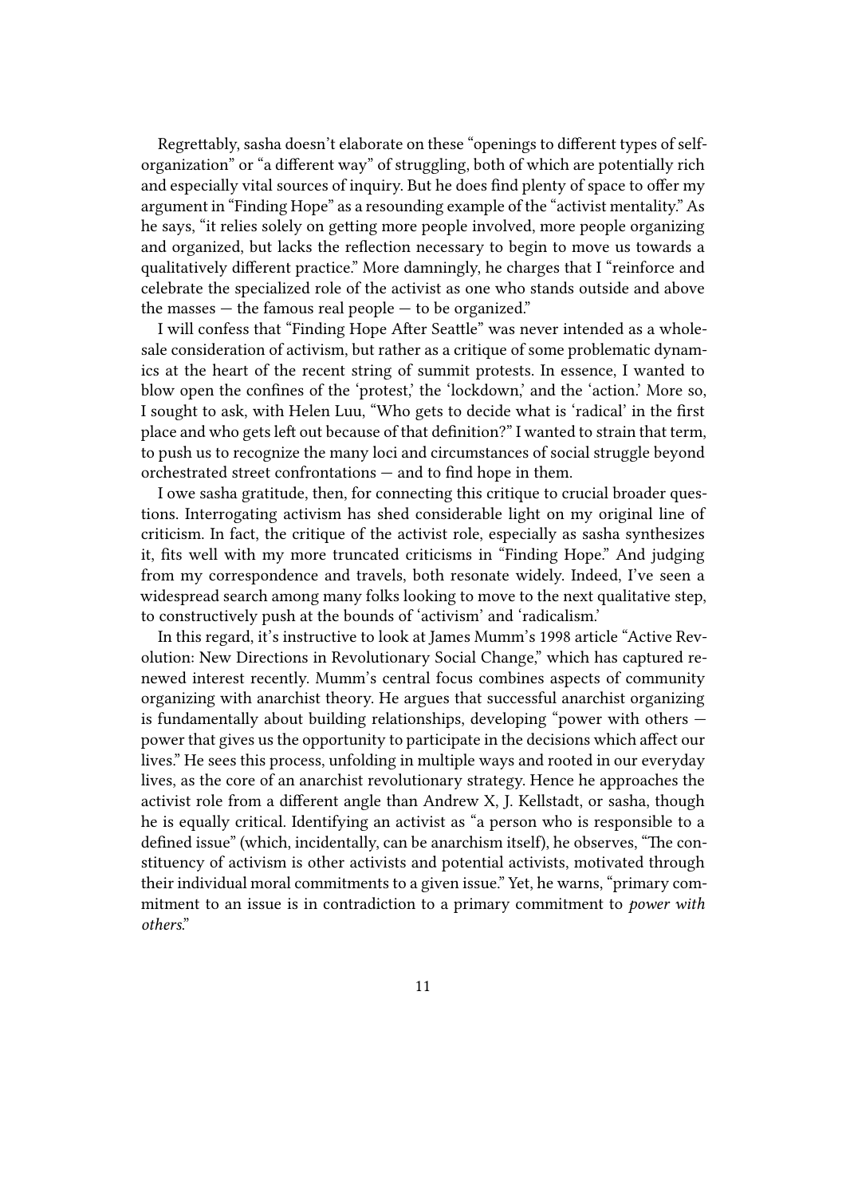Regrettably, sasha doesn't elaborate on these "openings to different types of self-organization" or "a different way" of struggling, both of which are potentially rich and especially vital sources of inquiry. But he does find plenty of space to offer my argument in "Finding Hope" as a resounding example of the "activist mentality." As he says, "it relies solely on getting more people involved, more people organizing and organized, but lacks the reflection necessary to begin to move us towards a qualitatively different practice." More damningly, he charges that I "reinforce and celebrate the specialized role of the activist as one who stands outside and above the masses — the famous real people — to be organized."

I will confess that "Finding Hope After Seattle" was never intended as a wholesale consideration of activism, but rather as a critique of some problematic dynamics at the heart of the recent string of summit protests. In essence, I wanted to blow open the confines of the 'protest,' the 'lockdown,' and the 'action.' More so, I sought to ask, with Helen Luu, "Who gets to decide what is 'radical' in the first place and who gets left out because of that definition?" I wanted to strain that term, to push us to recognize the many loci and circumstances of social struggle beyond orchestrated street confrontations — and to find hope in them.

I owe sasha gratitude, then, for connecting this critique to crucial broader questions. Interrogating activism has shed considerable light on my original line of criticism. In fact, the critique of the activist role, especially as sasha synthesizes it, fits well with my more truncated criticisms in "Finding Hope." And judging from my correspondence and travels, both resonate widely. Indeed, I've seen a widespread search among many folks looking to move to the next qualitative step, to constructively push at the bounds of 'activism' and 'radicalism.'

In this regard, it's instructive to look at James Mumm's 1998 article "Active Revolution: New Directions in Revolutionary Social Change," which has captured renewed interest recently. Mumm's central focus combines aspects of community organizing with anarchist theory. He argues that successful anarchist organizing is fundamentally about building relationships, developing "power with others — power that gives us the opportunity to participate in the decisions which affect our lives." He sees this process, unfolding in multiple ways and rooted in our everyday lives, as the core of an anarchist revolutionary strategy. Hence he approaches the activist role from a different angle than Andrew X, J. Kellstadt, or sasha, though he is equally critical. Identifying an activist as "a person who is responsible to a defined issue" (which, incidentally, can be anarchism itself), he observes, "The constituency of activism is other activists and potential activists, motivated through their individual moral commitments to a given issue." Yet, he warns, "primary commitment to an issue is in contradiction to a primary commitment to *power with others*."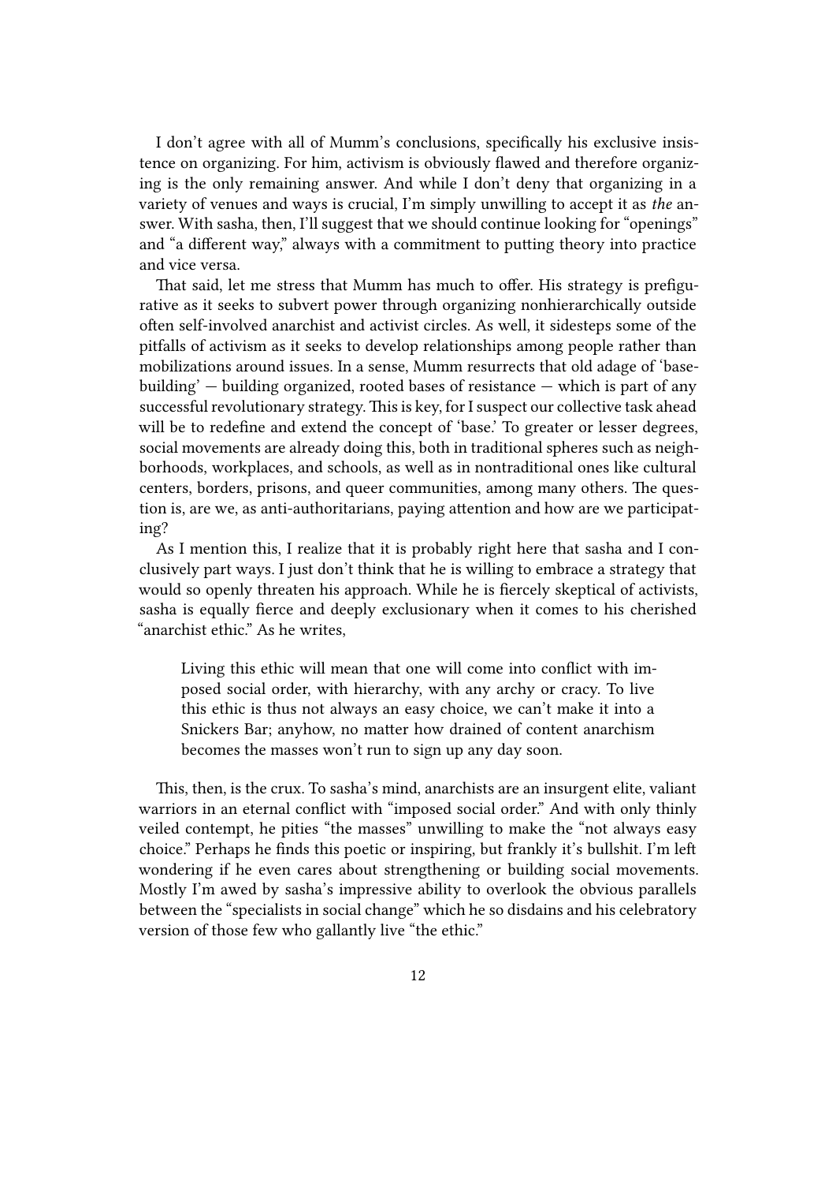I don't agree with all of Mumm's conclusions, specifically his exclusive insistence on organizing. For him, activism is obviously flawed and therefore organizing is the only remaining answer. And while I don't deny that organizing in a variety of venues and ways is crucial, I'm simply unwilling to accept it as *the* answer. With sasha, then, I'll suggest that we should continue looking for "openings" and "a different way," always with a commitment to putting theory into practice and vice versa.

That said, let me stress that Mumm has much to offer. His strategy is prefigurative as it seeks to subvert power through organizing nonhierarchically outside often self-involved anarchist and activist circles. As well, it sidesteps some of the pitfalls of activism as it seeks to develop relationships among people rather than mobilizations around issues. In a sense, Mumm resurrects that old adage of 'base-building' — building organized, rooted bases of resistance — which is part of any successful revolutionary strategy. This is key, for I suspect our collective task ahead will be to redefine and extend the concept of 'base.' To greater or lesser degrees, social movements are already doing this, both in traditional spheres such as neighborhoods, workplaces, and schools, as well as in nontraditional ones like cultural centers, borders, prisons, and queer communities, among many others. The question is, are we, as anti-authoritarians, paying attention and how are we participating?

As I mention this, I realize that it is probably right here that sasha and I conclusively part ways. I just don't think that he is willing to embrace a strategy that would so openly threaten his approach. While he is fiercely skeptical of activists, sasha is equally fierce and deeply exclusionary when it comes to his cherished "anarchist ethic." As he writes,

> Living this ethic will mean that one will come into conflict with imposed social order, with hierarchy, with any archy or cracy. To live this ethic is thus not always an easy choice, we can't make it into a Snickers Bar; anyhow, no matter how drained of content anarchism becomes the masses won't run to sign up any day soon.

This, then, is the crux. To sasha's mind, anarchists are an insurgent elite, valiant warriors in an eternal conflict with "imposed social order." And with only thinly veiled contempt, he pities "the masses" unwilling to make the "not always easy choice." Perhaps he finds this poetic or inspiring, but frankly it's bullshit. I'm left wondering if he even cares about strengthening or building social movements. Mostly I'm awed by sasha's impressive ability to overlook the obvious parallels between the "specialists in social change" which he so disdains and his celebratory version of those few who gallantly live "the ethic."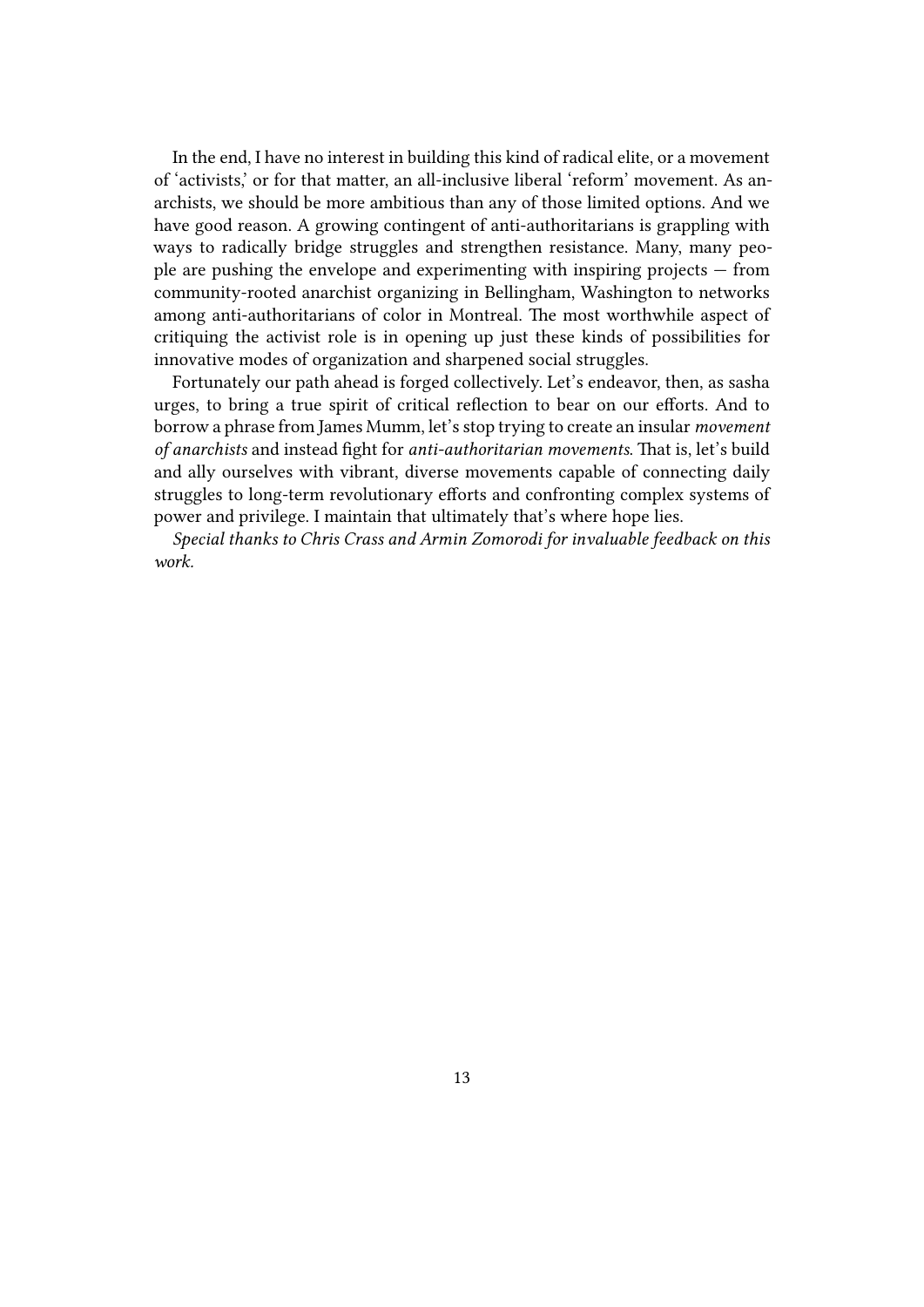In the end, I have no interest in building this kind of radical elite, or a movement of 'activists,' or for that matter, an all-inclusive liberal 'reform' movement. As anarchists, we should be more ambitious than any of those limited options. And we have good reason. A growing contingent of anti-authoritarians is grappling with ways to radically bridge struggles and strengthen resistance. Many, many people are pushing the envelope and experimenting with inspiring projects — from community-rooted anarchist organizing in Bellingham, Washington to networks among anti-authoritarians of color in Montreal. The most worthwhile aspect of critiquing the activist role is in opening up just these kinds of possibilities for innovative modes of organization and sharpened social struggles.

Fortunately our path ahead is forged collectively. Let's endeavor, then, as sasha urges, to bring a true spirit of critical reflection to bear on our efforts. And to borrow a phrase from James Mumm, let's stop trying to create an insular *movement of anarchists* and instead fight for *anti-authoritarian movements*. That is, let's build and ally ourselves with vibrant, diverse movements capable of connecting daily struggles to long-term revolutionary efforts and confronting complex systems of power and privilege. I maintain that ultimately that's where hope lies.

*Special thanks to Chris Crass and Armin Zomorodi for invaluable feedback on this work.*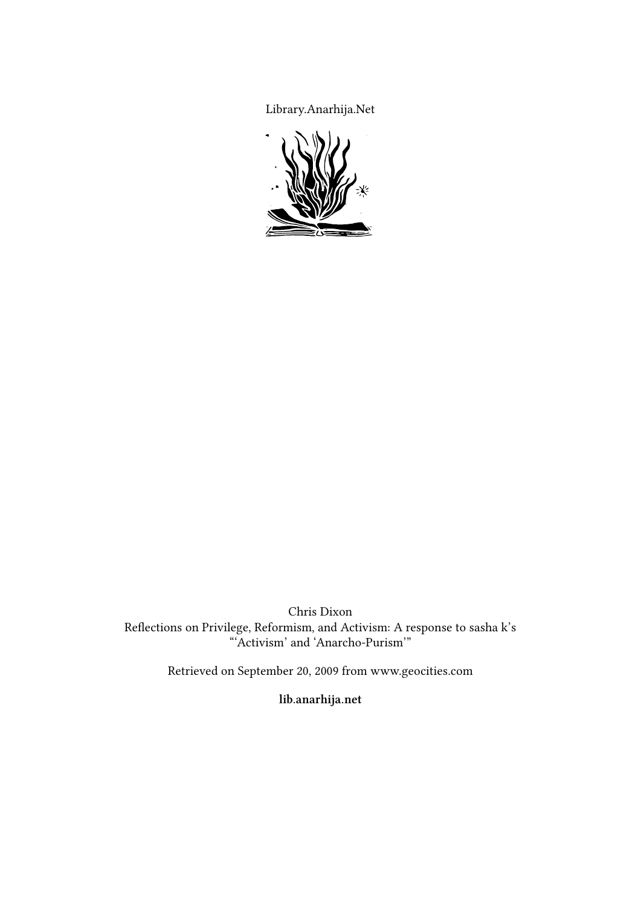Library.Anarhija.Net

Chris Dixon
Reflections on Privilege, Reformism, and Activism: A response to sasha k's "'Activism' and 'Anarcho-Purism'"

Retrieved on September 20, 2009 from www.geocities.com

**lib.anarhija.net**